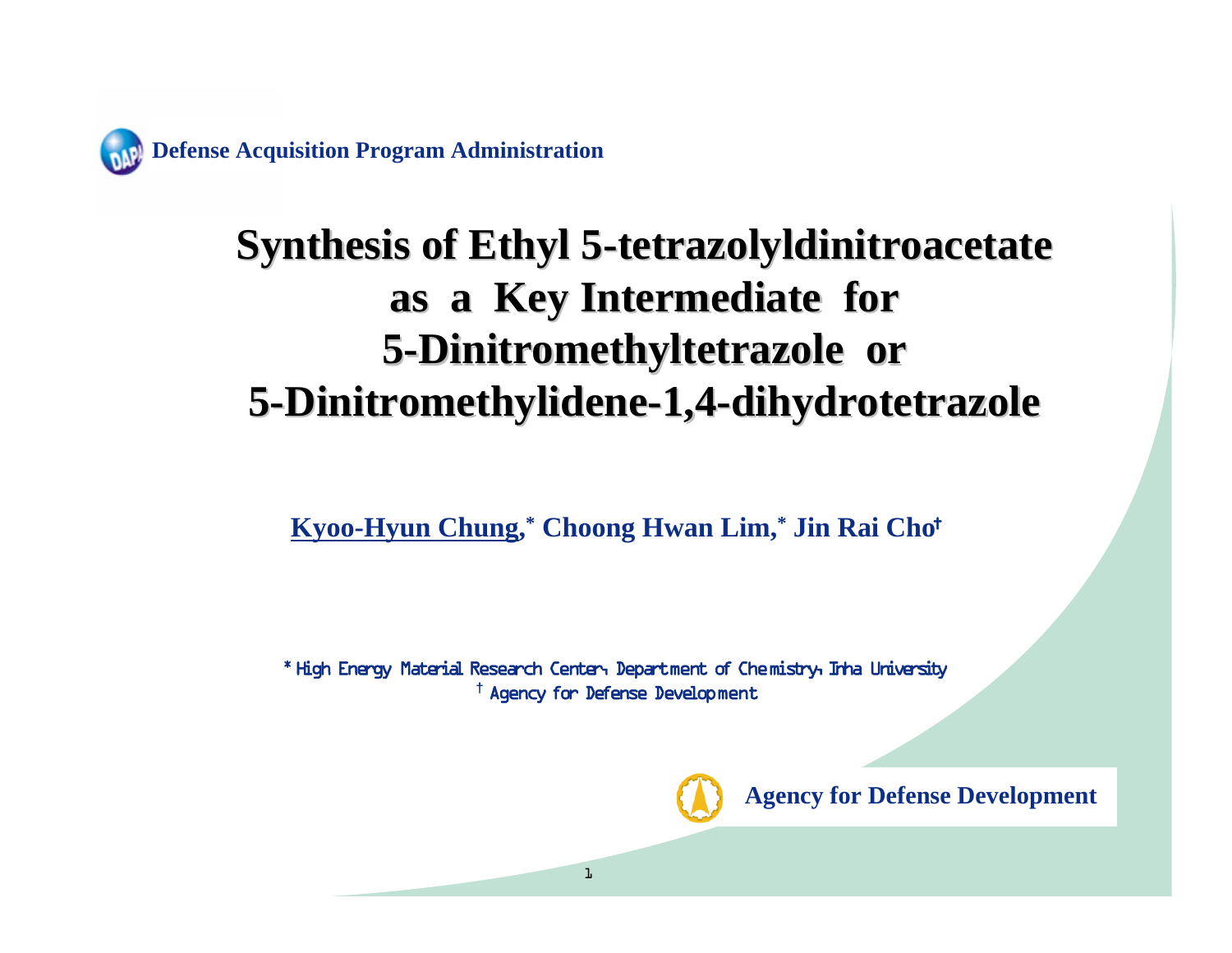Defense Acquisition Program Administration

# Synthesis of Ethyl 5-tetrazolyldinitroacetate as a Key Intermediate for 5-Dinitromethyltetrazole or 5-Dinitromethylidene-1,4-dihydrotetrazole

**Kyoo-Hyun Chung,[*] Choong Hwan Lim,[*] Jin Rai Cho[†]**

[*] High Energy Material Research Center, Department of Chemistry, Inha University
[†] Agency for Defense Development

Agency for Defense Development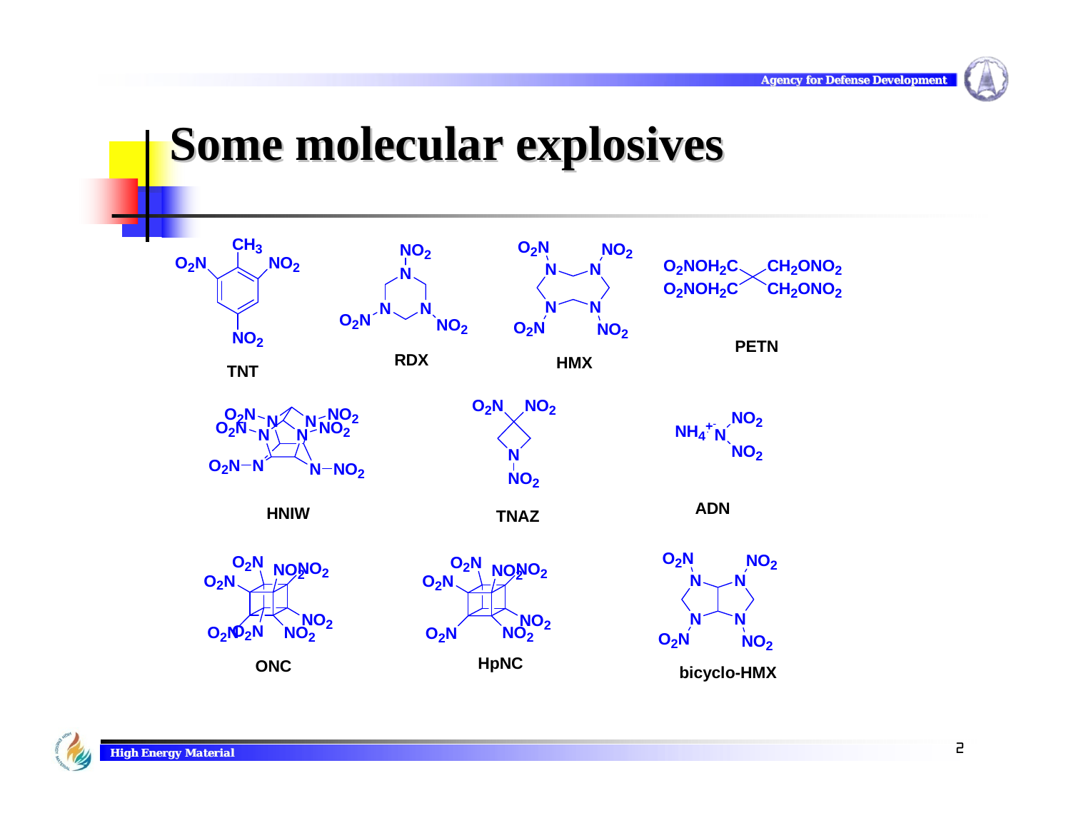# Some molecular explosives

TNT

RDX

HMX

PETN

HNIW

TNAZ

ADN

ONC

HpNC

bicyclo-HMX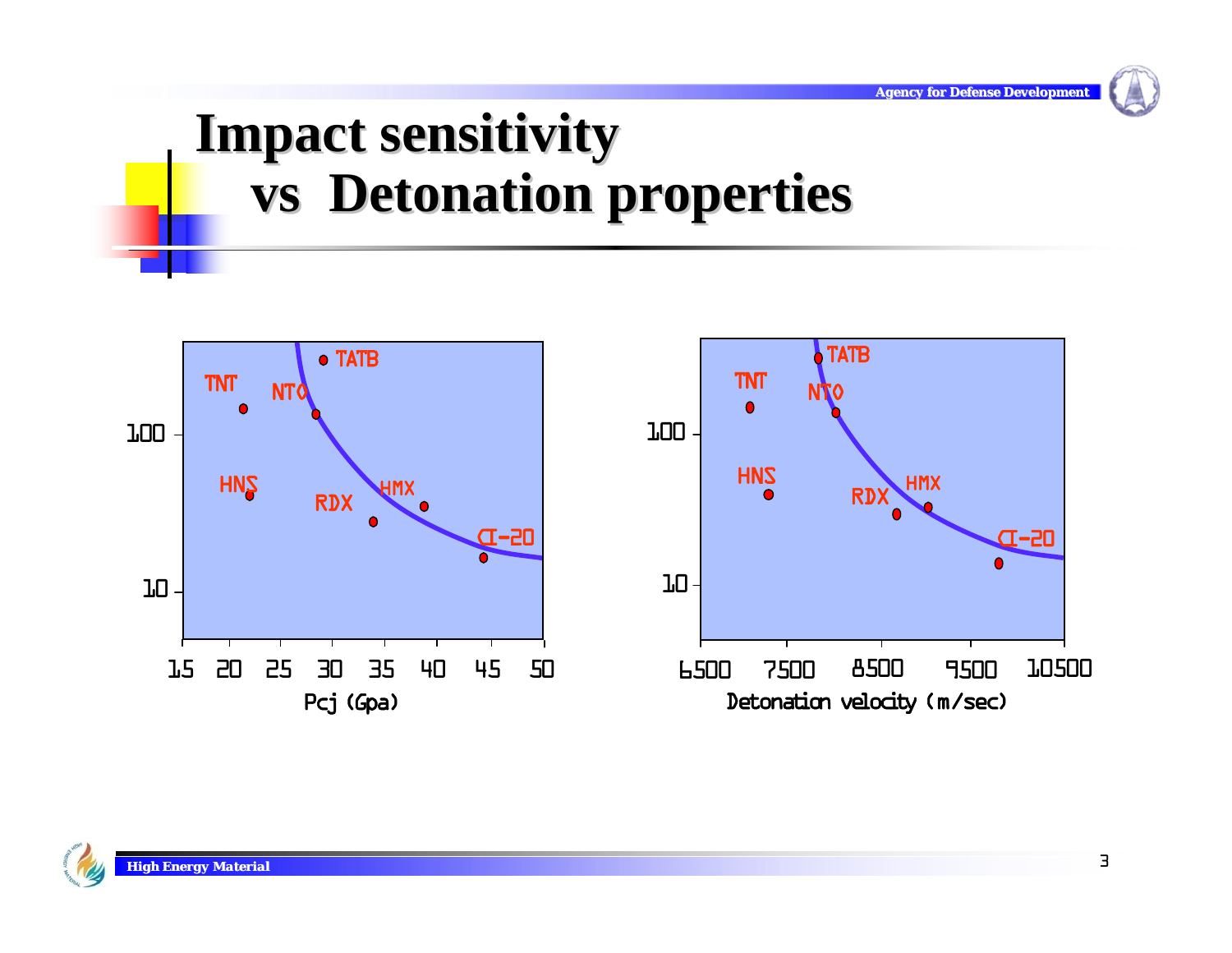# Impact sensitivity vs Detonation properties

TATB

TNT

NTO

100

HNS

RDX

HMX

CL-20

10

15 20 25 30 35 40 45 50

Pcj (Gpa)

TATB

TNT

NTO

100

HNS

RDX

HMX

CL-20

10

6500 7500 8500 9500 10500

Detonation velocity (m/sec)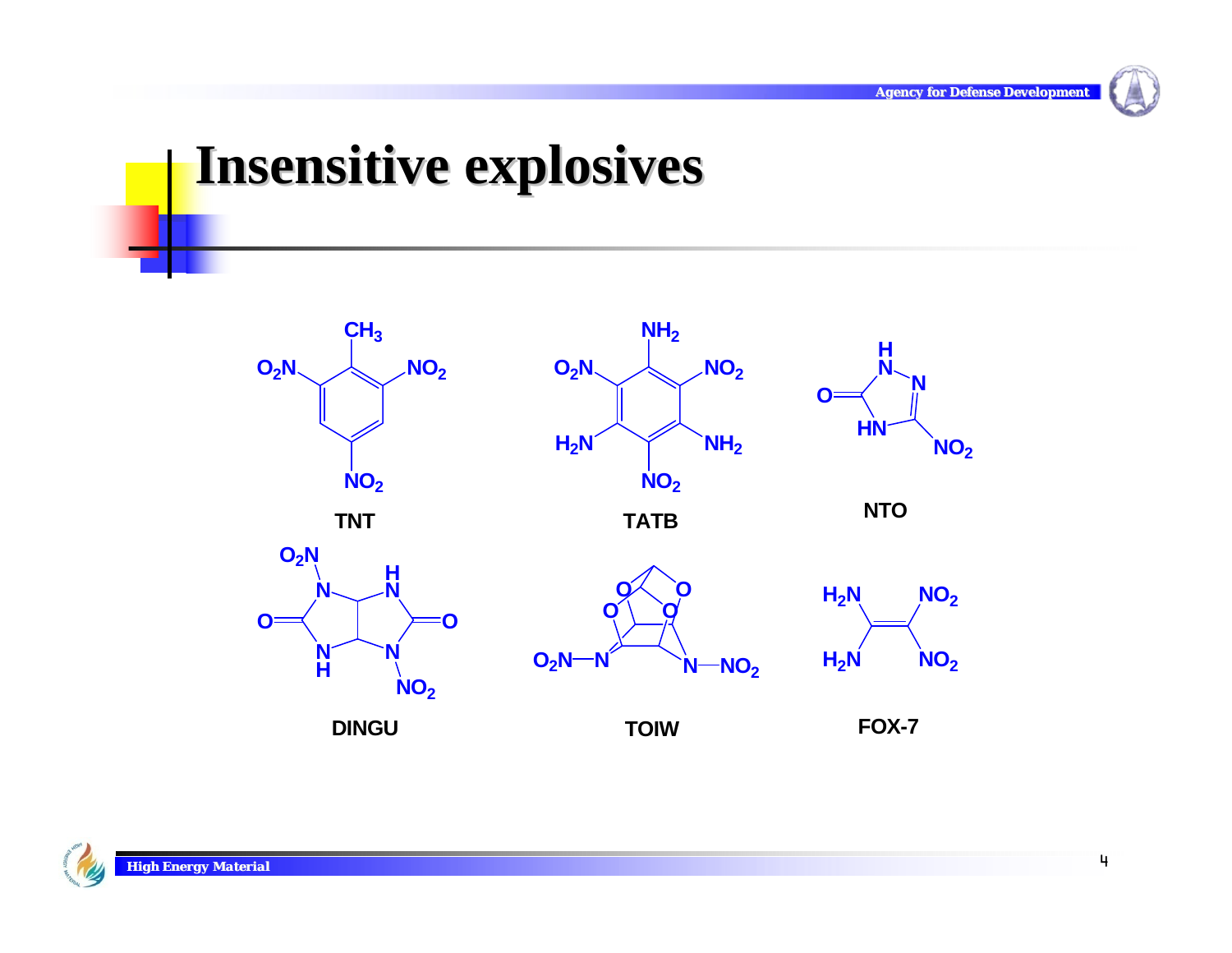# Insensitive explosives

TNT

TATB

NTO

DINGU

TOIW

FOX-7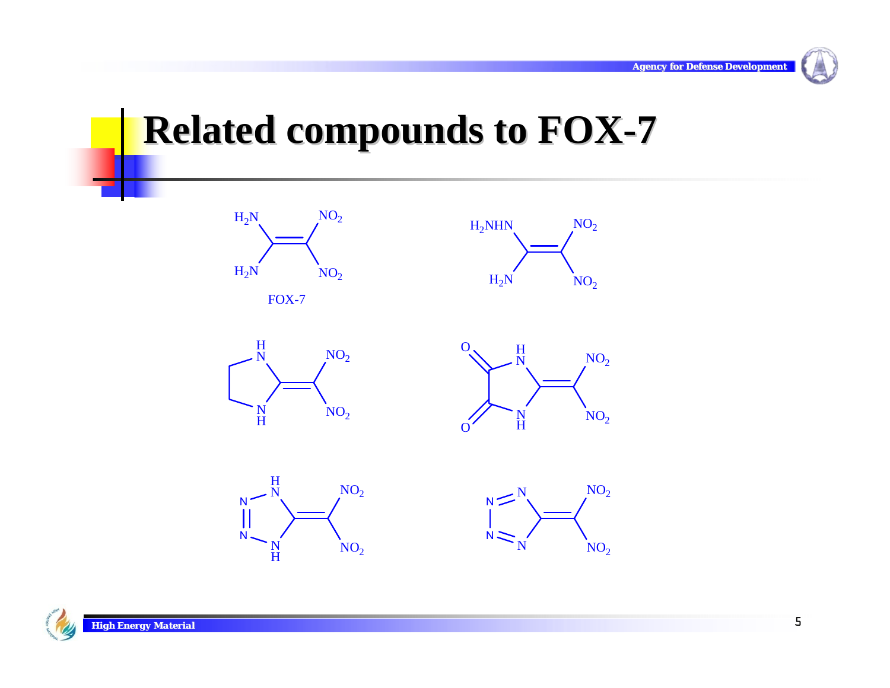# Related compounds to FOX-7

FOX-7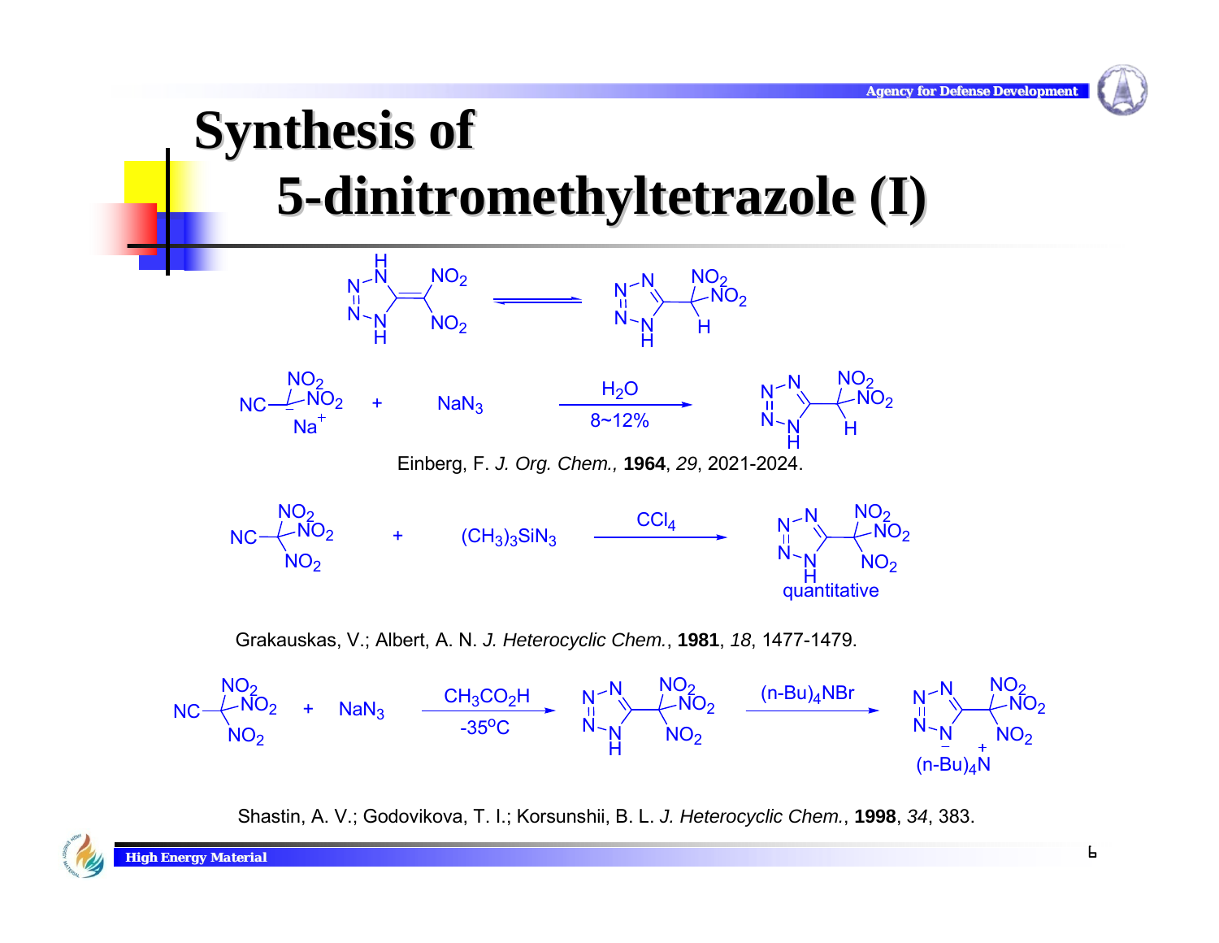# Synthesis of 5-dinitromethyltetrazole (I)

Einberg, F. *J. Org. Chem.,* **1964**, *29*, 2021-2024.

quantitative

Grakauskas, V.; Albert, A. N. *J. Heterocyclic Chem.*, **1981**, *18*, 1477-1479.

Shastin, A. V.; Godovikova, T. I.; Korsunshii, B. L. *J. Heterocyclic Chem.*, **1998**, *34*, 383.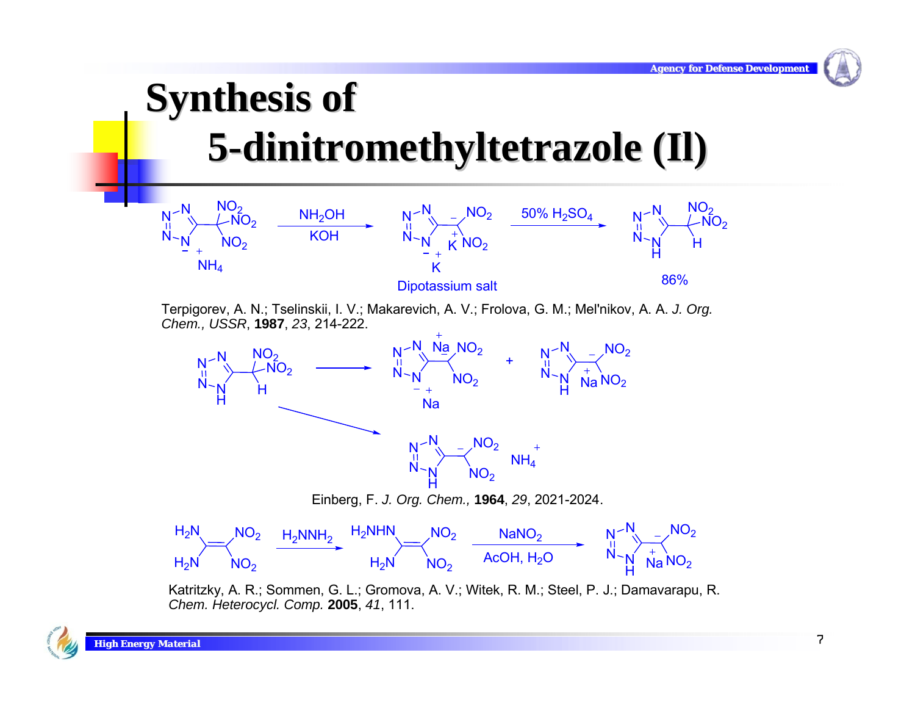# Synthesis of 5-dinitromethyltetrazole (Il)

$NH_2OH$, KOH → Dipotassium salt → 50% $H_2SO_4$ → 86%

Terpigorev, A. N.; Tselinskii, I. V.; Makarevich, A. V.; Frolova, G. M.; Mel'nikov, A. A. *J. Org. Chem., USSR*, **1987**, *23*, 214-222.

Einberg, F. *J. Org. Chem.,* **1964**, *29*, 2021-2024.

$H_2NNH_2$ → $NaNO_2$, AcOH, $H_2O$

Katritzky, A. R.; Sommen, G. L.; Gromova, A. V.; Witek, R. M.; Steel, P. J.; Damavarapu, R. *Chem. Heterocycl. Comp.* **2005**, *41*, 111.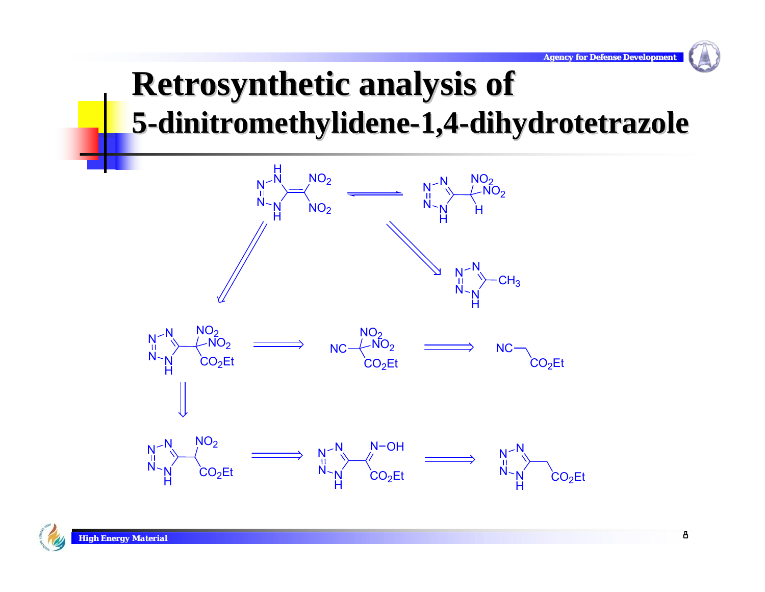# Retrosynthetic analysis of 5-dinitromethylidene-1,4-dihydrotetrazole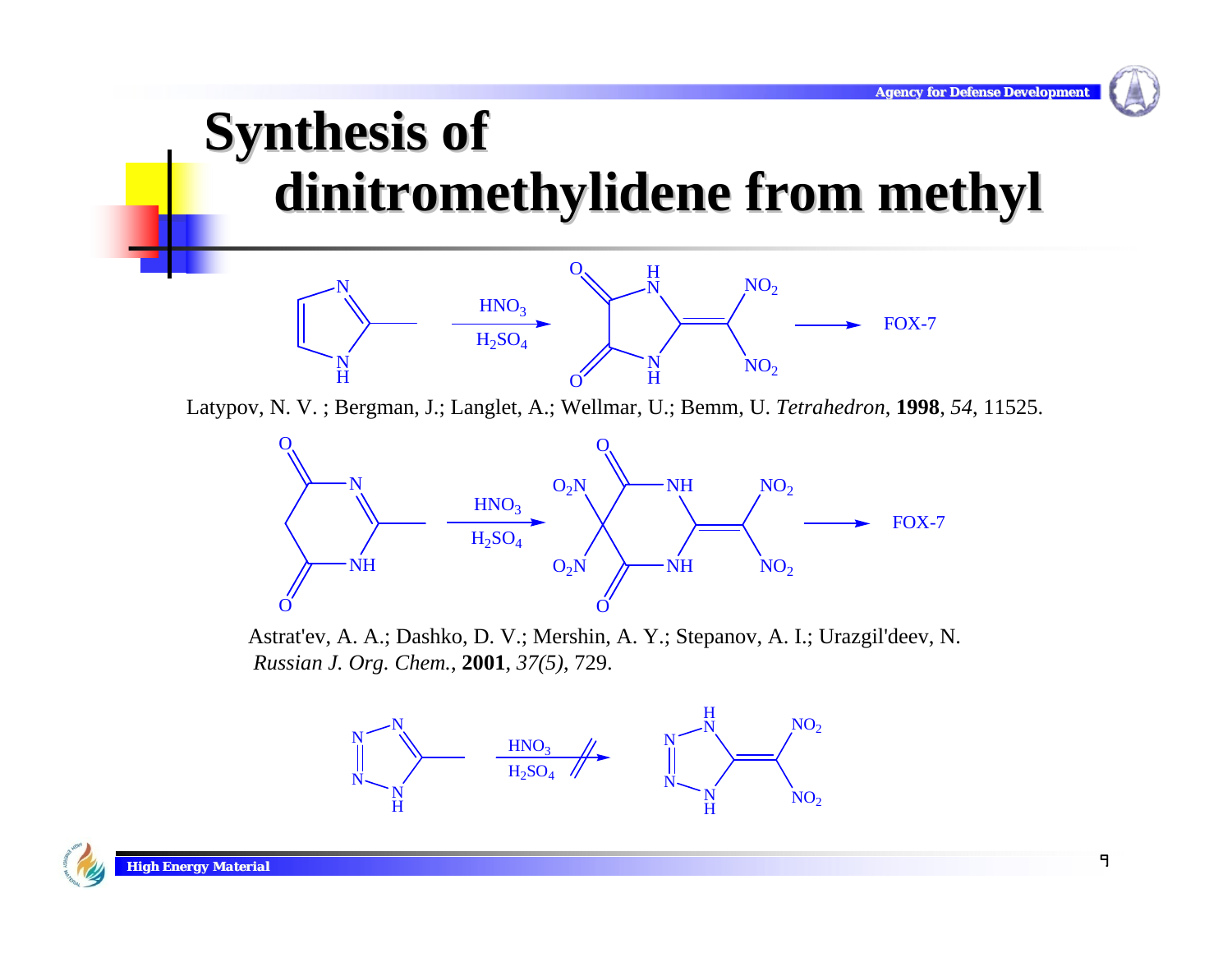# Synthesis of dinitromethylidene from methyl

$HNO_3$ / $H_2SO_4$ → FOX-7

Latypov, N. V. ; Bergman, J.; Langlet, A.; Wellmar, U.; Bemm, U. *Tetrahedron*, **1998**, *54*, 11525.

$HNO_3$ / $H_2SO_4$ → FOX-7

Astrat'ev, A. A.; Dashko, D. V.; Mershin, A. Y.; Stepanov, A. I.; Urazgil'deev, N. *Russian J. Org. Chem.*, **2001**, *37(5)*, 729.

$HNO_3$ / $H_2SO_4$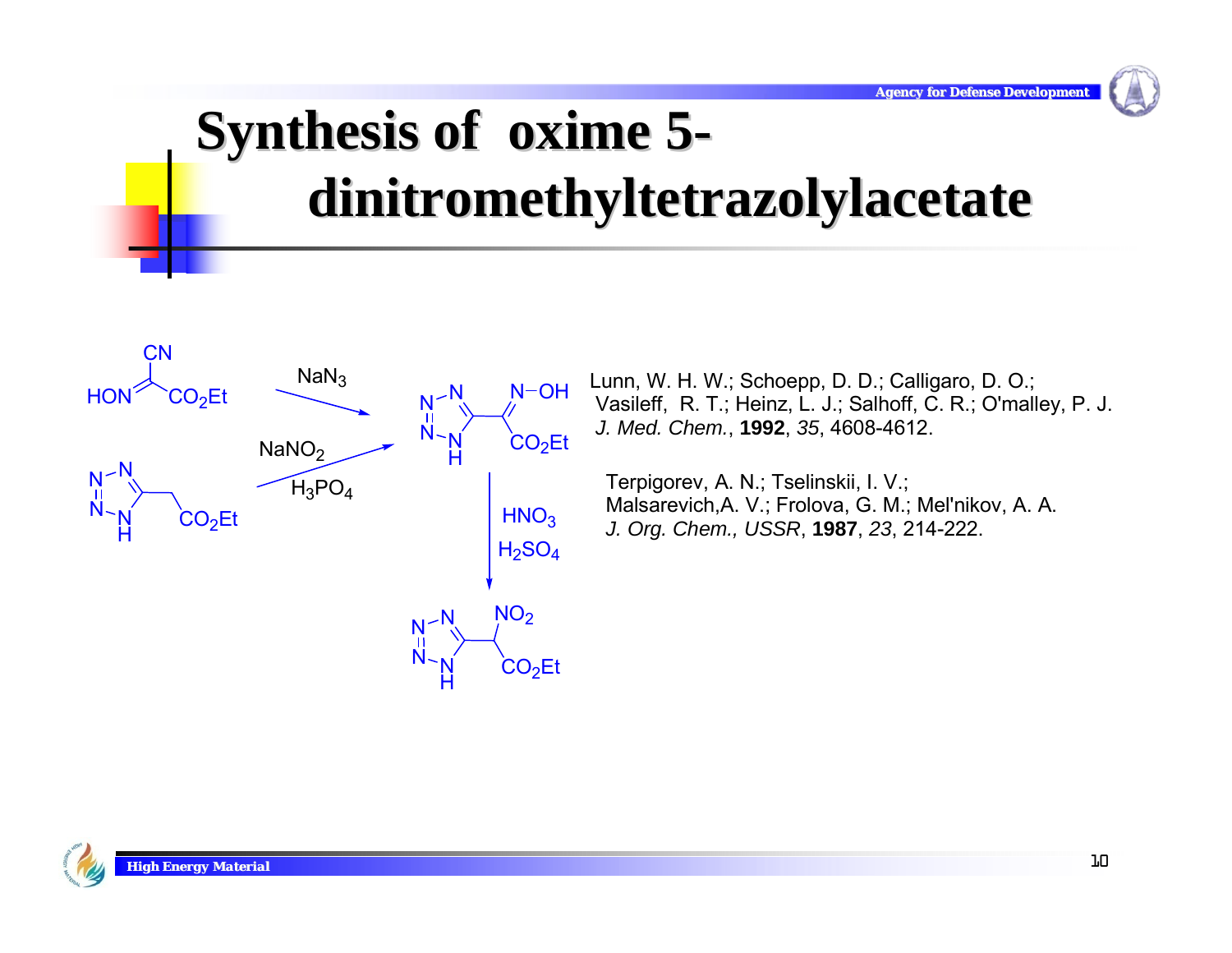# Synthesis of oxime 5-dinitromethyltetrazolylacetate

$NaN_3$

$NaNO_2$

$H_3PO_4$

$HNO_3$

$H_2SO_4$

Lunn, W. H. W.; Schoepp, D. D.; Calligaro, D. O.; Vasileff, R. T.; Heinz, L. J.; Salhoff, C. R.; O'malley, P. J. *J. Med. Chem.*, **1992**, *35*, 4608-4612.

Terpigorev, A. N.; Tselinskii, I. V.; Malsarevich, A. V.; Frolova, G. M.; Mel'nikov, A. A. *J. Org. Chem., USSR*, **1987**, *23*, 214-222.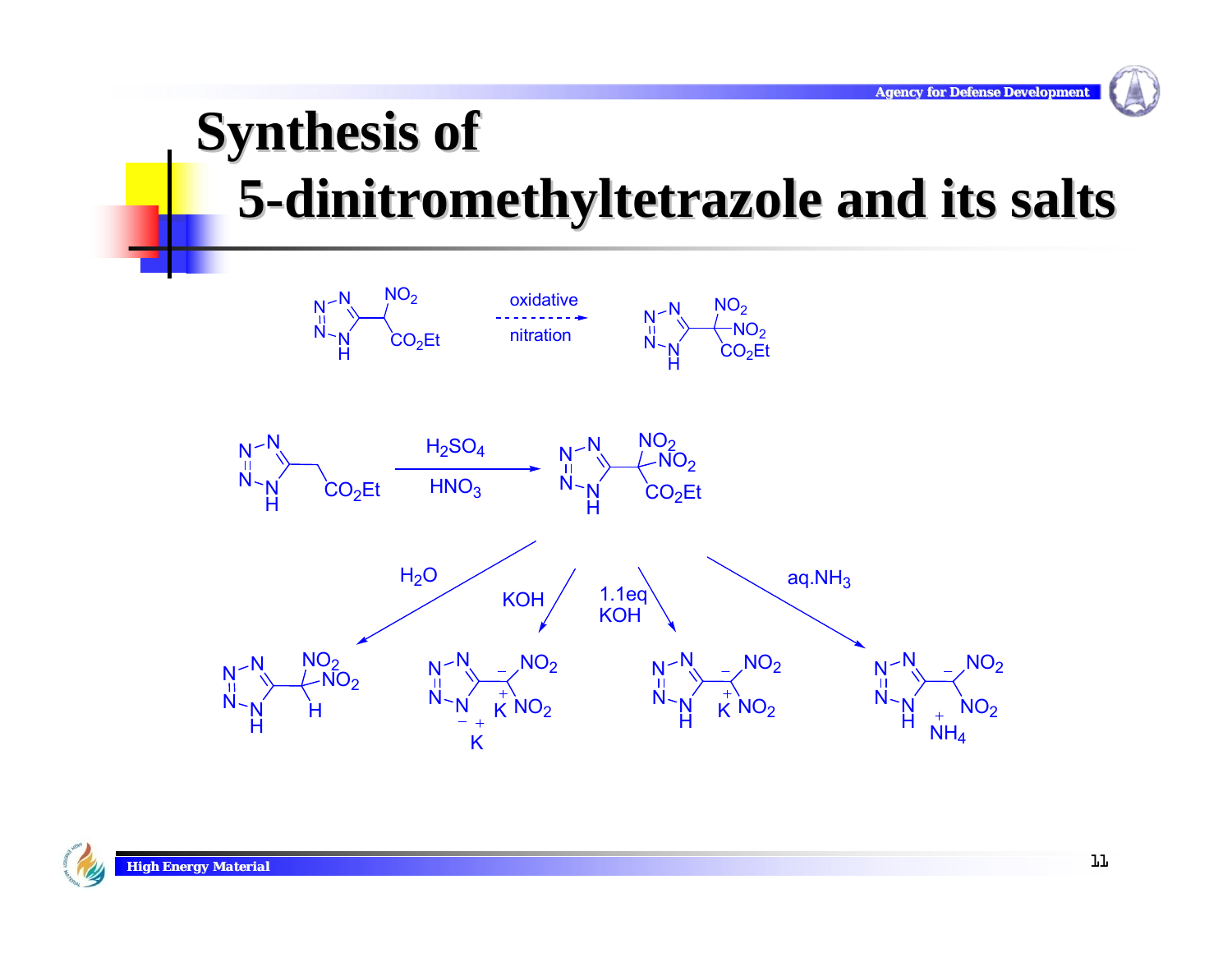# Synthesis of 5-dinitromethyltetrazole and its salts

oxidative nitration

$H_2SO_4$

$HNO_3$

$H_2O$

KOH

1.1eq KOH

aq.$NH_3$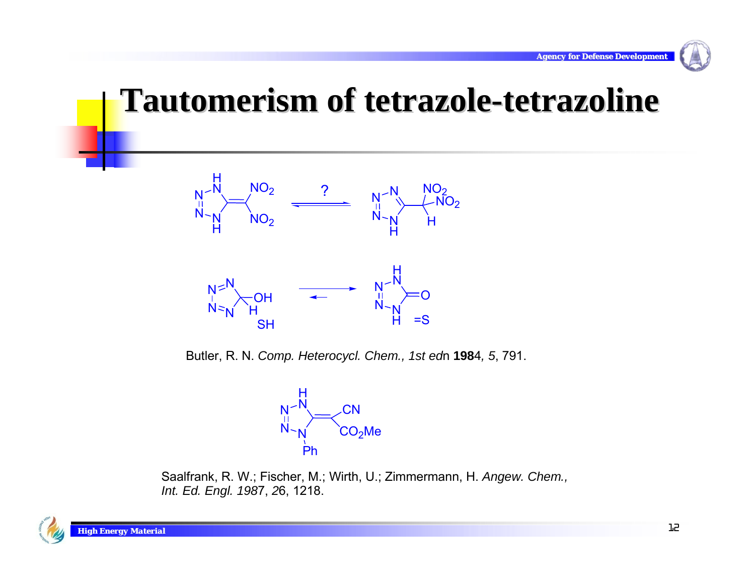# Tautomerism of tetrazole-tetrazoline

Butler, R. N. *Comp. Heterocycl. Chem., 1st ed*n **198**4*, 5*, 791.

Saalfrank, R. W.; Fischer, M.; Wirth, U.; Zimmermann, H. *Angew. Chem., Int. Ed. Engl. 198*7, *2*6, 1218.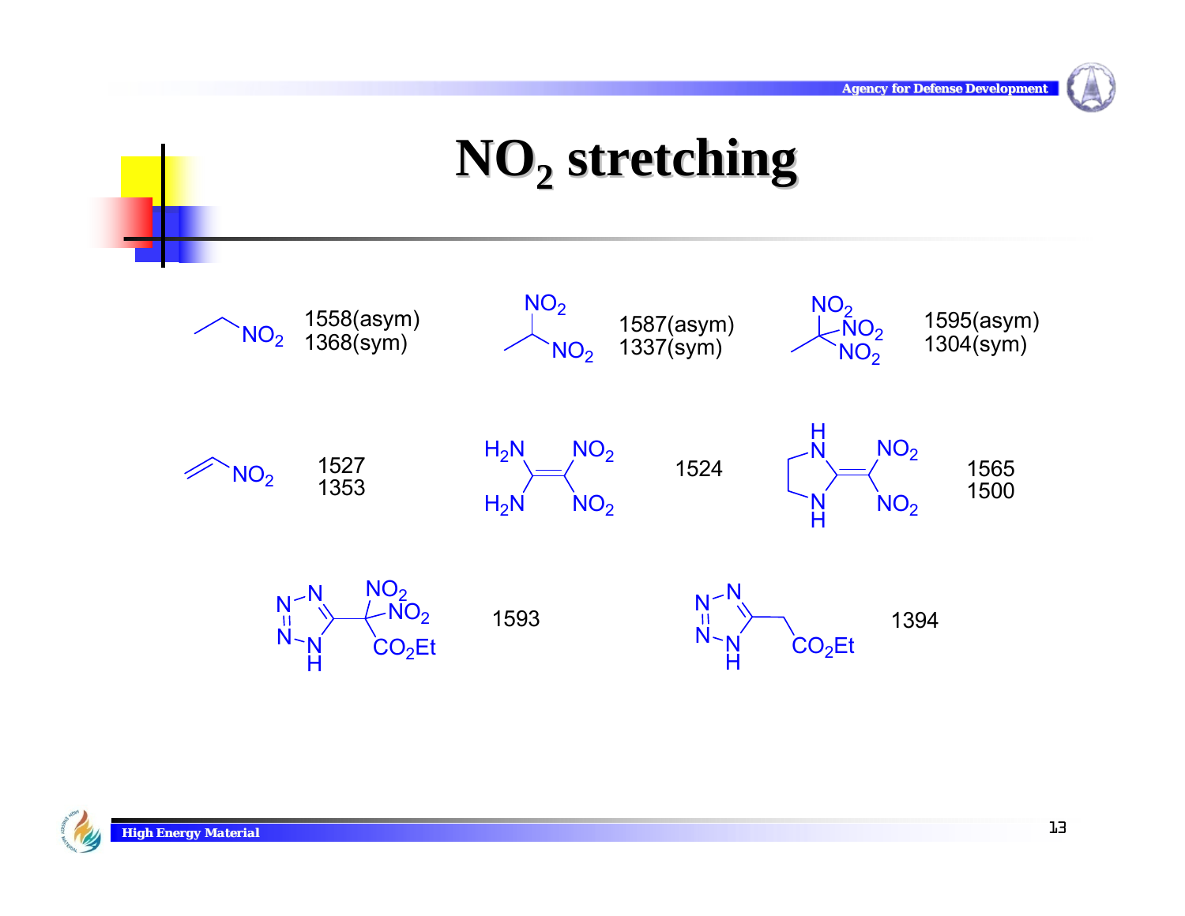# $NO_2$ stretching

| Compound | $NO_2$ stretching ($cm^{-1}$) |
|---|---|
| $CH_3CH_2NO_2$ | 1558(asym), 1368(sym) |
| $CH_3CH(NO_2)_2$ | 1587(asym), 1337(sym) |
| $CH_3C(NO_2)_3$ | 1595(asym), 1304(sym) |
| $CH_2=CHNO_2$ | 1527, 1353 |
| $(H_2N)_2C=C(NO_2)_2$ | 1524 |
| 2-(dinitromethylene)imidazolidine | 1565, 1500 |
| Ethyl dinitro(1H-tetrazol-5-yl)acetate | 1593 |
| Ethyl (1H-tetrazol-5-yl)acetate | 1394 |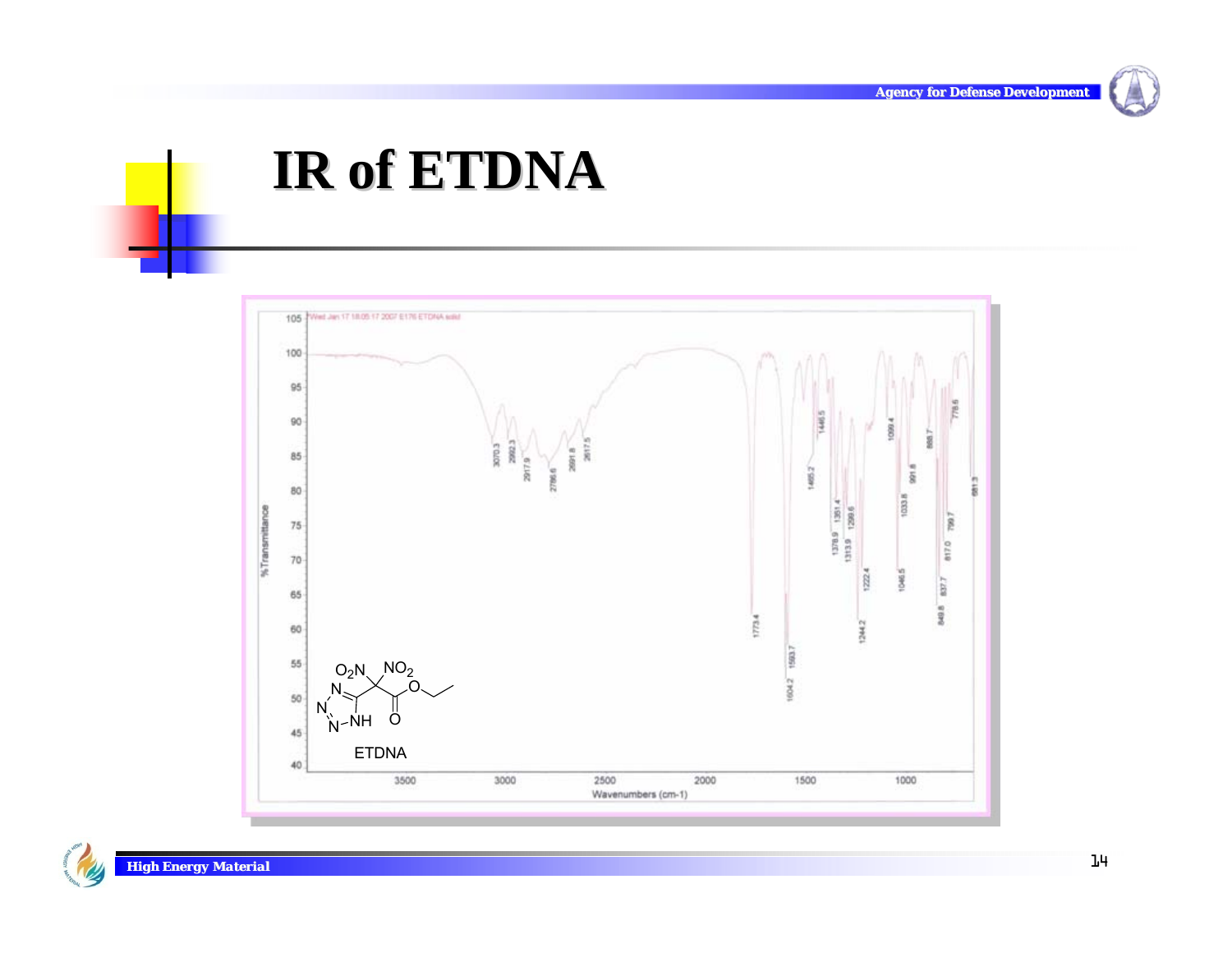# IR of ETDNA

Wed Jan 17 18:05:17 2007 E176 ETDNA solid

%Transmittance

Wavenumbers (cm-1)

Peaks: 3070.3, 2992.3, 2917.9, 2786.6, 2691.8, 2617.5, 1773.4, 1604.2, 1593.7, 1465.2, 1446.5, 1378.9, 1351.4, 1313.9, 1299.6, 1244.2, 1222.4, 1099.4, 1046.5, 1033.8, 991.8, 888.7, 849.8, 837.7, 817.0, 799.7, 778.6, 681.3

ETDNA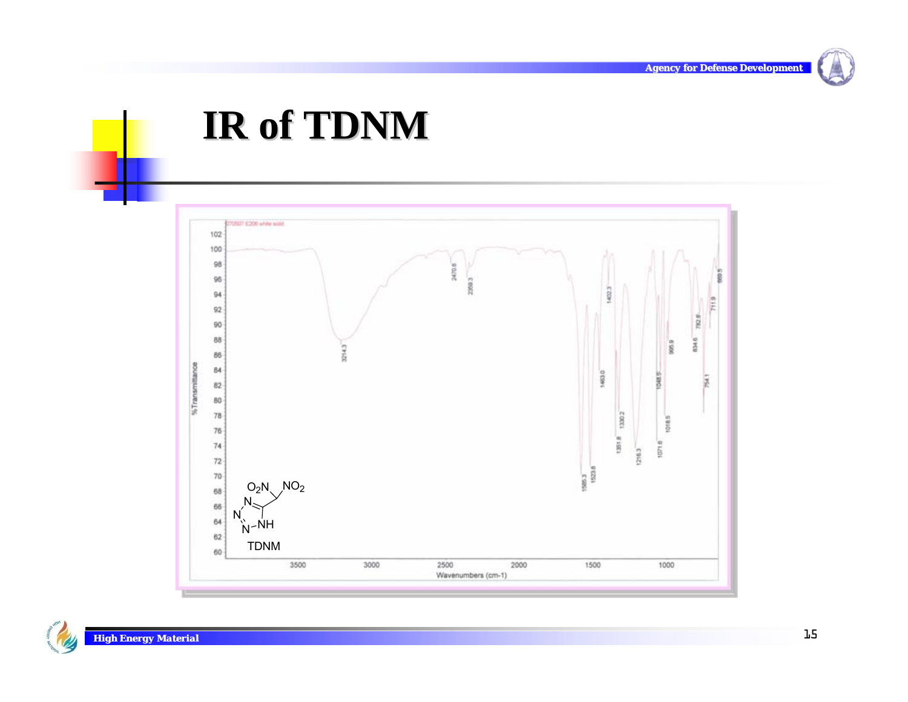# IR of TDNM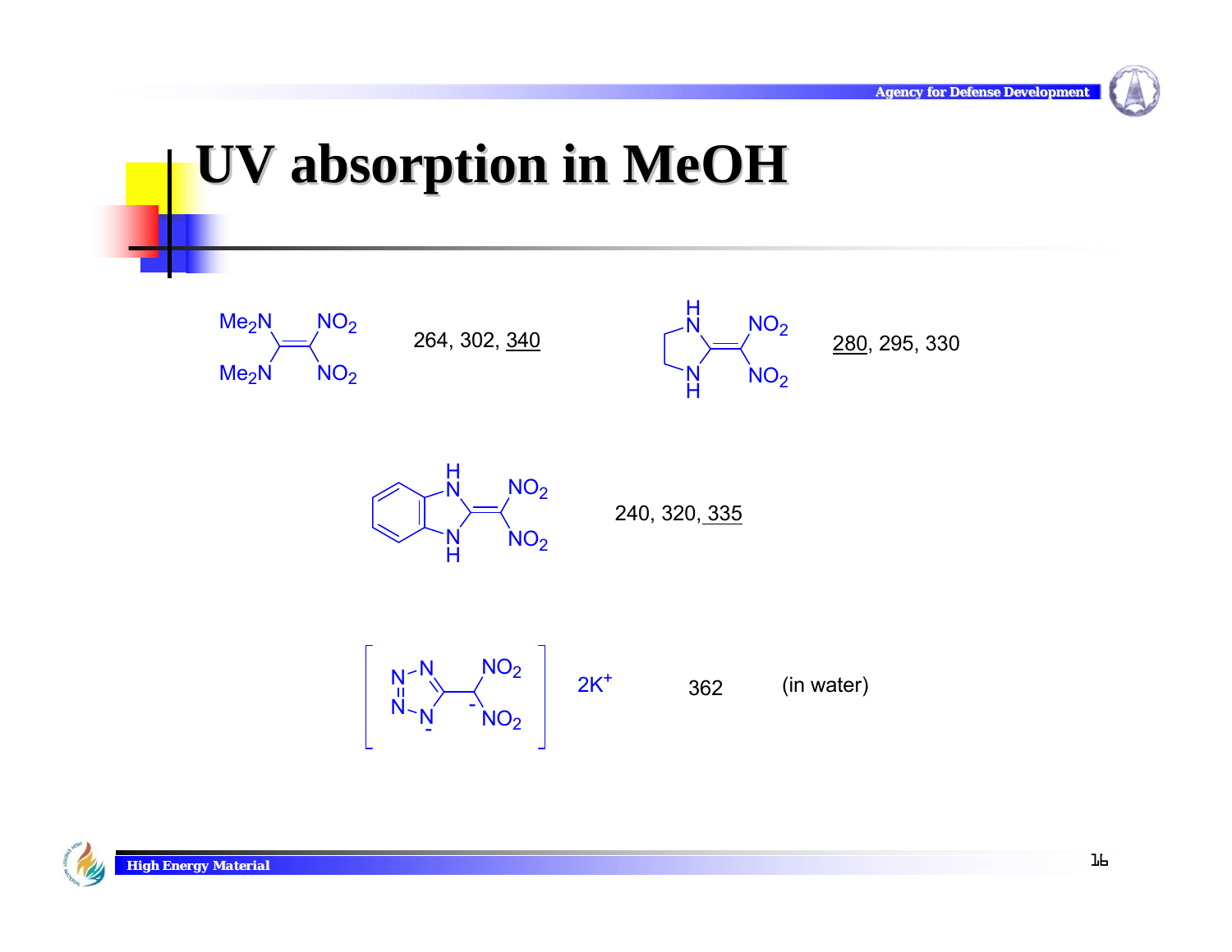# UV absorption in MeOH

| Compound | λ (nm) |
|---|---|
| $(Me_2N)_2C=C(NO_2)_2$ | 264, 302, <u>340</u> |
| 2-(dinitromethylene)imidazolidine | <u>280</u>, 295, 330 |
| 2-(dinitromethylene)benzimidazoline | 240, 320, <u>335</u> |
| [tetrazolyl-dinitromethanide dianion] $2K^+$ | 362 (in water) |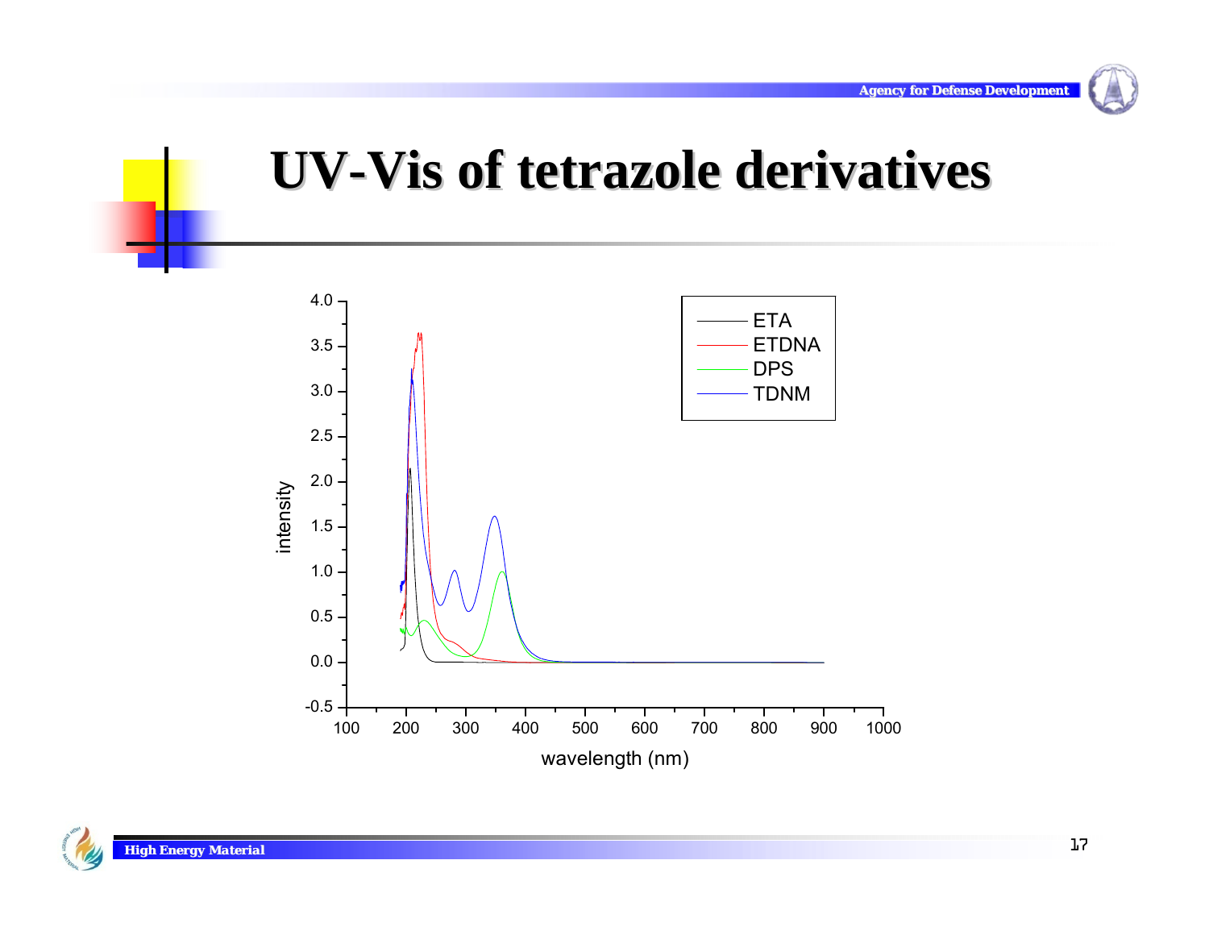# UV-Vis of tetrazole derivatives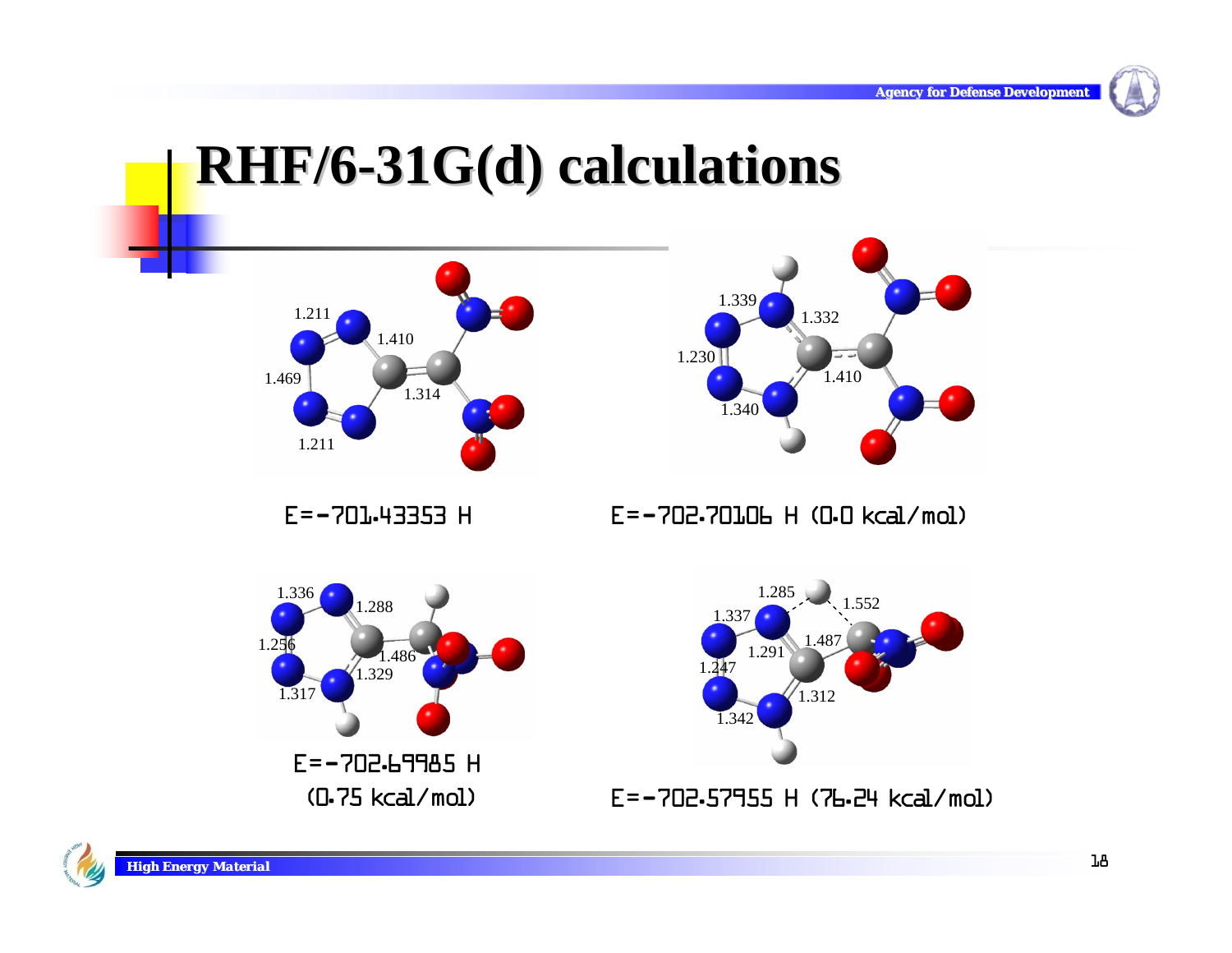# RHF/6-31G(d) calculations

E=-701.43353 H

E=-702.70106 H (0.0 kcal/mol)

E=-702.69985 H (0.75 kcal/mol)

E=-702.57955 H (76.24 kcal/mol)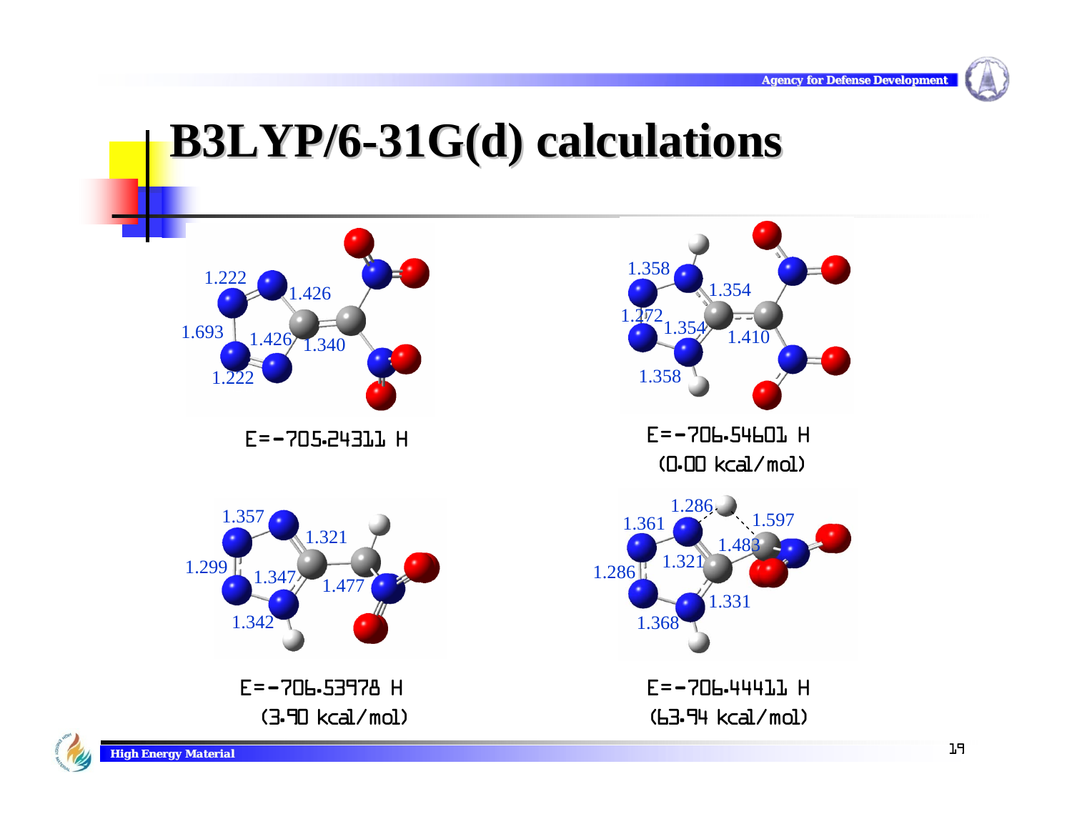# B3LYP/6-31G(d) calculations

E=-705.24311 H

E=-706.54601 H
(0.00 kcal/mol)

E=-706.53978 H
(3.90 kcal/mol)

E=-706.44411 H
(63.94 kcal/mol)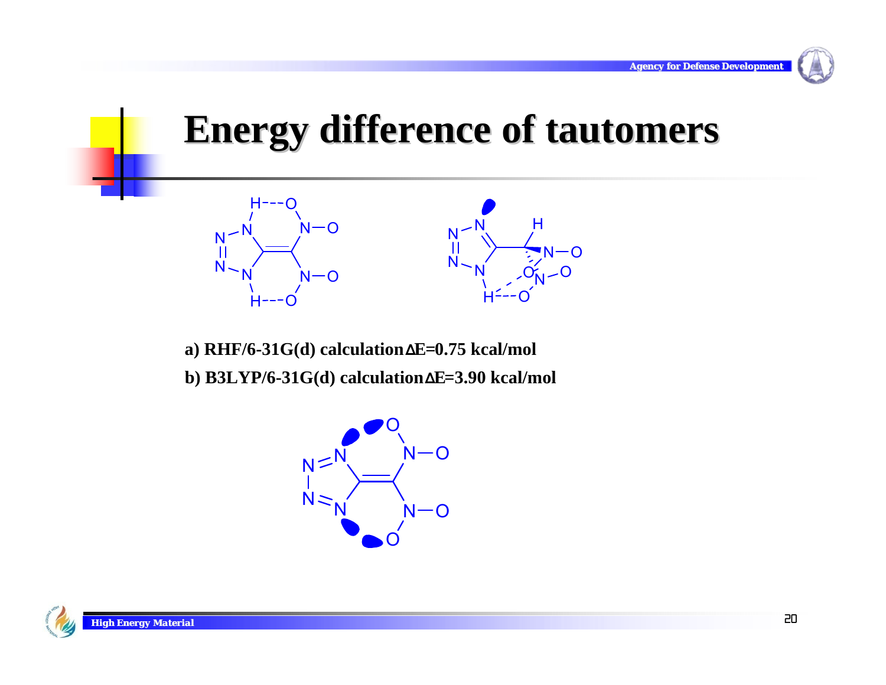# Energy difference of tautomers

a) RHF/6-31G(d) calculation $\Delta$E=0.75 kcal/mol

b) B3LYP/6-31G(d) calculation $\Delta$E=3.90 kcal/mol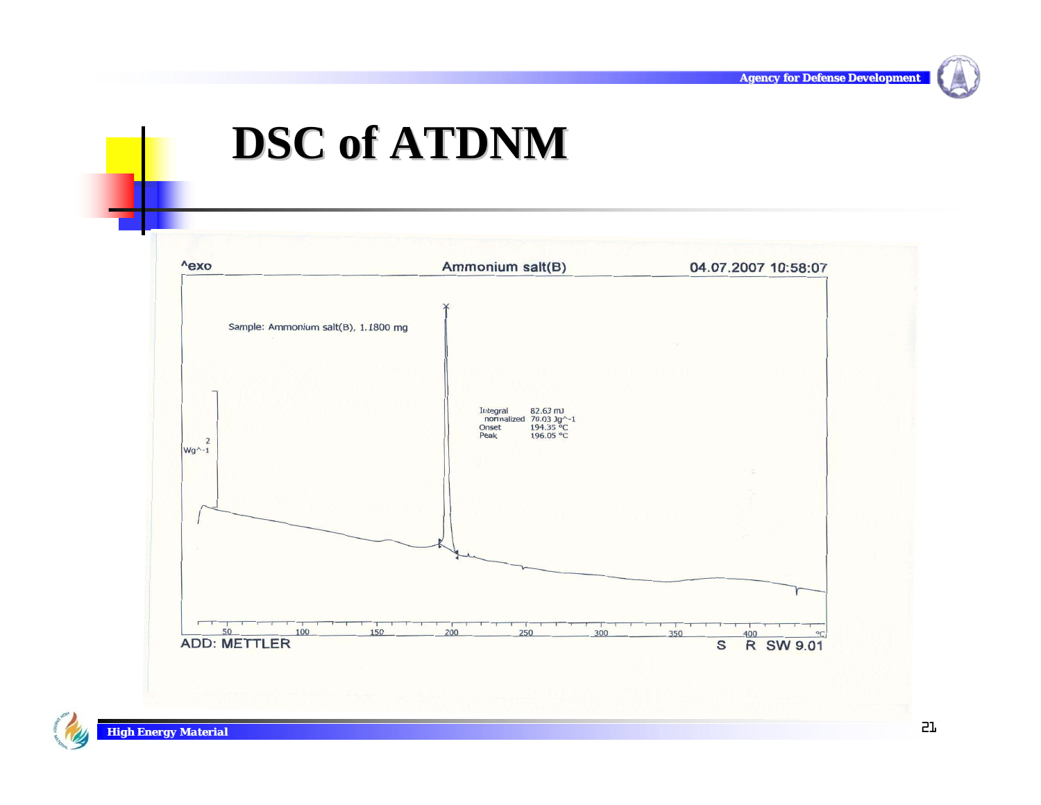# DSC of ATDNM

^exo Ammonium salt(B) 04.07.2007 10:58:07

Sample: Ammonium salt(B), 1.1800 mg

| | |
|---|---|
| Integral | 82.63 mJ |
| normalized | 70.03 Jg^-1 |
| Onset | 194.35 °C |
| Peak | 196.05 °C |

2 Wg^-1

50 100 150 200 250 300 350 400 °C

ADD: METTLER S R SW 9.01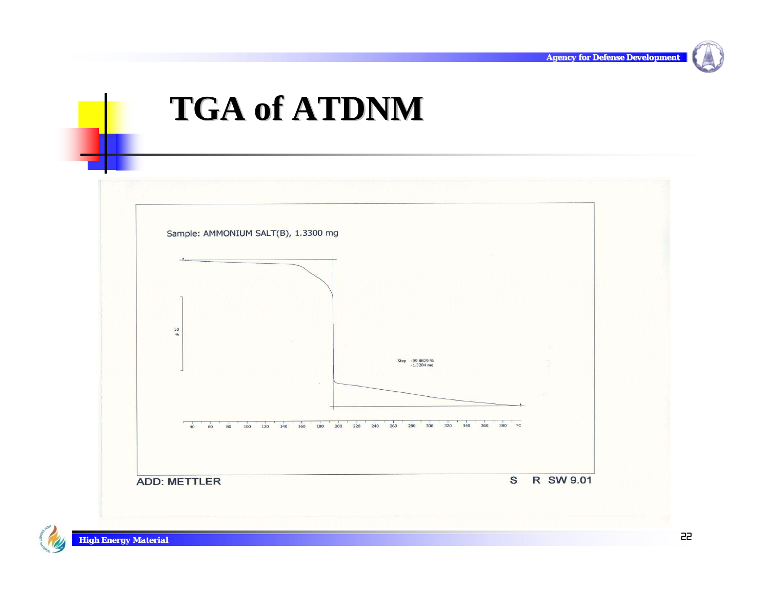# TGA of ATDNM

Sample: AMMONIUM SALT(B), 1.3300 mg

50 %

Step -99.8829 %
-1.3284 mg

40 60 80 100 120 140 160 180 200 220 240 260 280 300 320 340 360 380 °C

ADD: METTLER

S R SW 9.01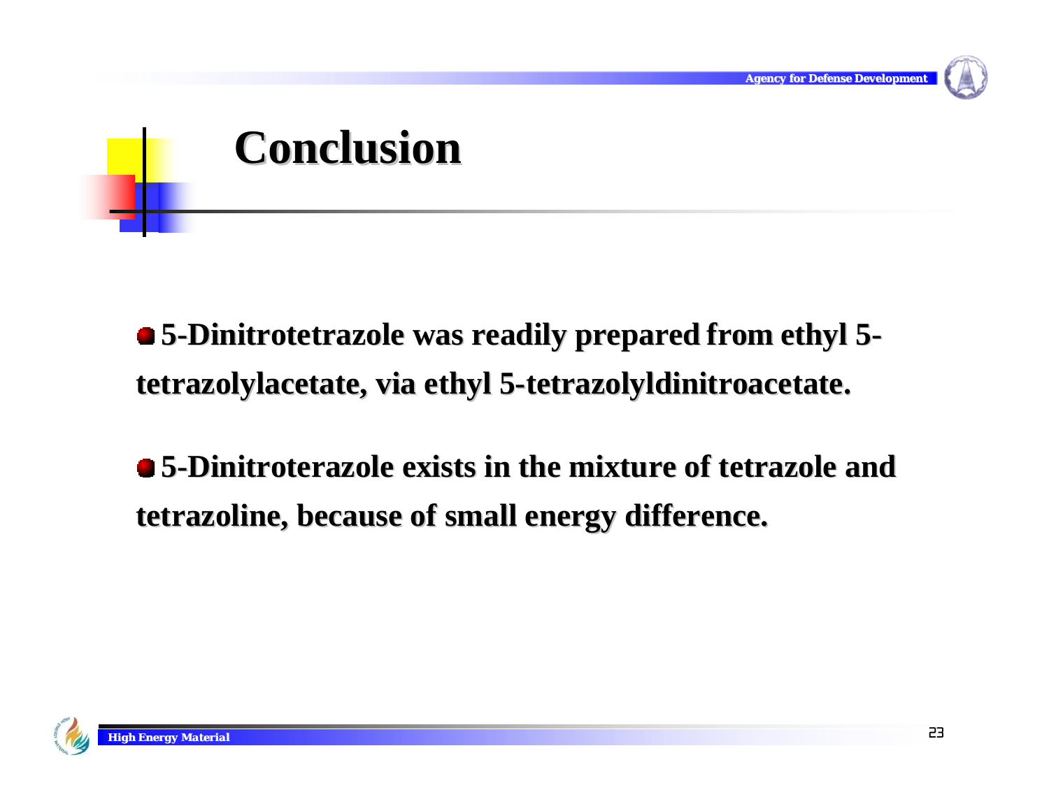# Conclusion

- **5-Dinitrotetrazole was readily prepared from ethyl 5-tetrazolylacetate, via ethyl 5-tetrazolyldinitroacetate.**

- **5-Dinitroterazole exists in the mixture of tetrazole and tetrazoline, because of small energy difference.**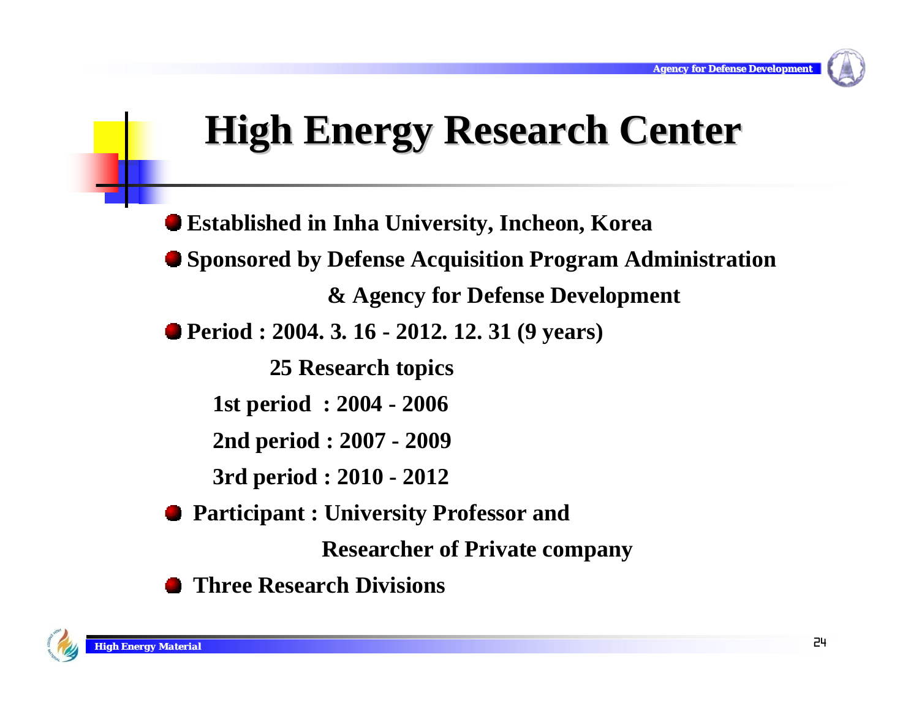# High Energy Research Center

- Established in Inha University, Incheon, Korea
- Sponsored by Defense Acquisition Program Administration & Agency for Defense Development
- Period : 2004. 3. 16 - 2012. 12. 31 (9 years)

  25 Research topics

  1st period : 2004 - 2006

  2nd period : 2007 - 2009

  3rd period : 2010 - 2012
- Participant : University Professor and Researcher of Private company
- Three Research Divisions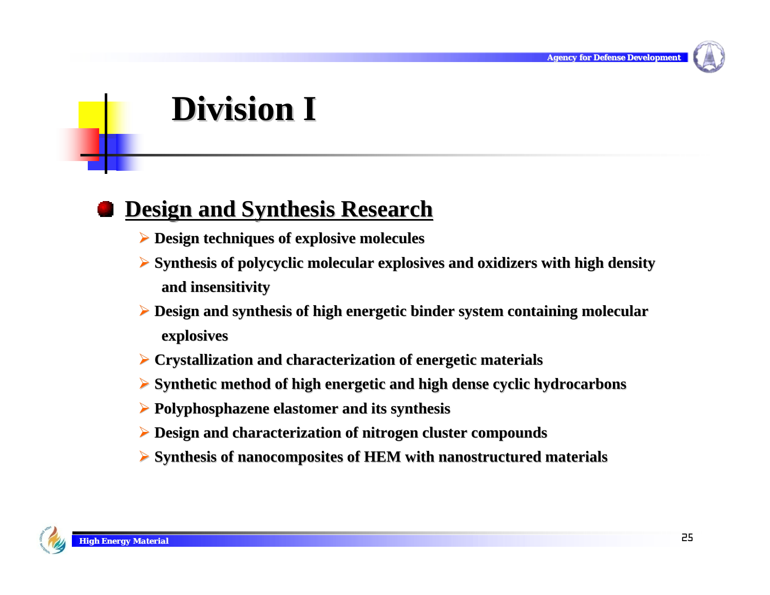# Division I

## Design and Synthesis Research

- Design techniques of explosive molecules
- Synthesis of polycyclic molecular explosives and oxidizers with high density and insensitivity
- Design and synthesis of high energetic binder system containing molecular explosives
- Crystallization and characterization of energetic materials
- Synthetic method of high energetic and high dense cyclic hydrocarbons
- Polyphosphazene elastomer and its synthesis
- Design and characterization of nitrogen cluster compounds
- Synthesis of nanocomposites of HEM with nanostructured materials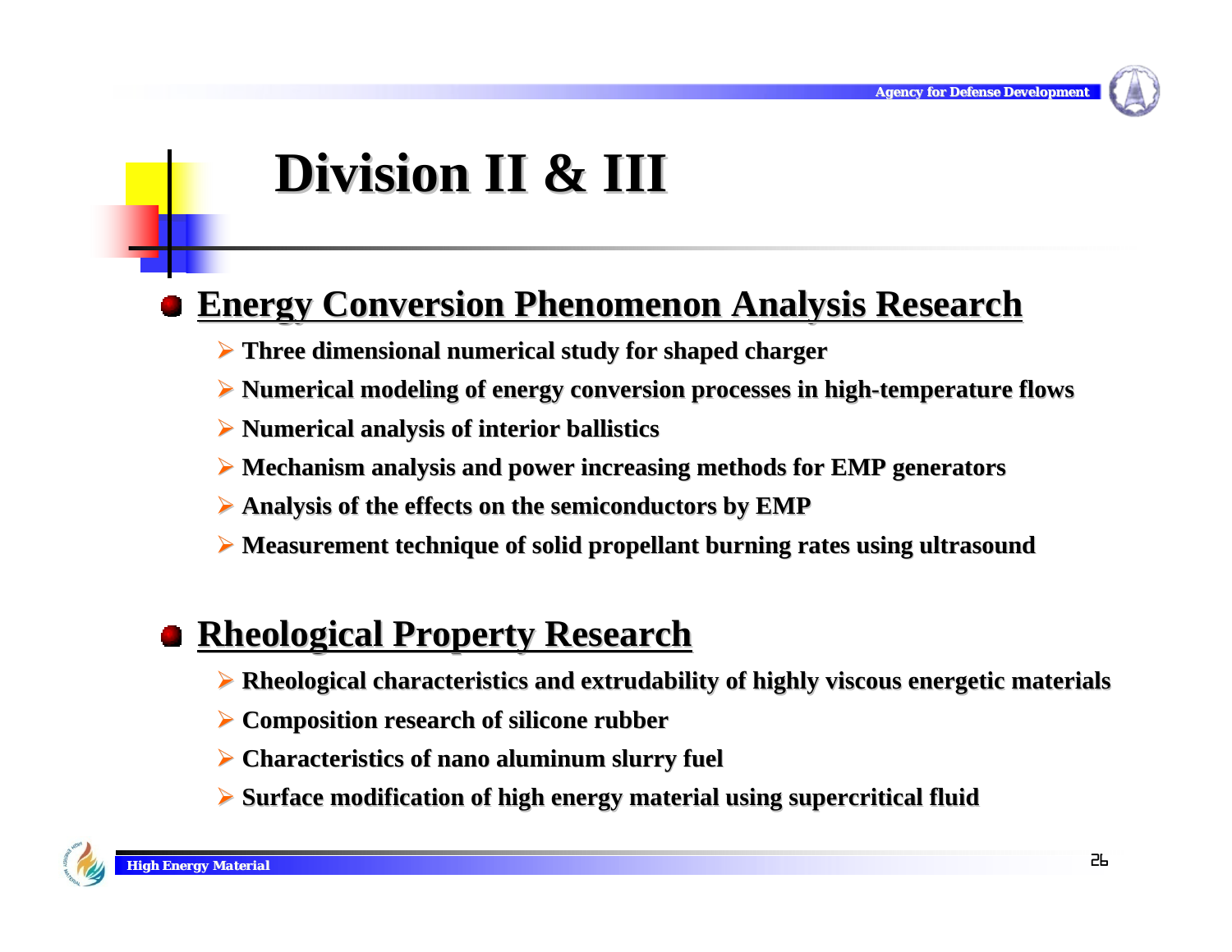# Division II & III

## Energy Conversion Phenomenon Analysis Research

- Three dimensional numerical study for shaped charger
- Numerical modeling of energy conversion processes in high-temperature flows
- Numerical analysis of interior ballistics
- Mechanism analysis and power increasing methods for EMP generators
- Analysis of the effects on the semiconductors by EMP
- Measurement technique of solid propellant burning rates using ultrasound

## Rheological Property Research

- Rheological characteristics and extrudability of highly viscous energetic materials
- Composition research of silicone rubber
- Characteristics of nano aluminum slurry fuel
- Surface modification of high energy material using supercritical fluid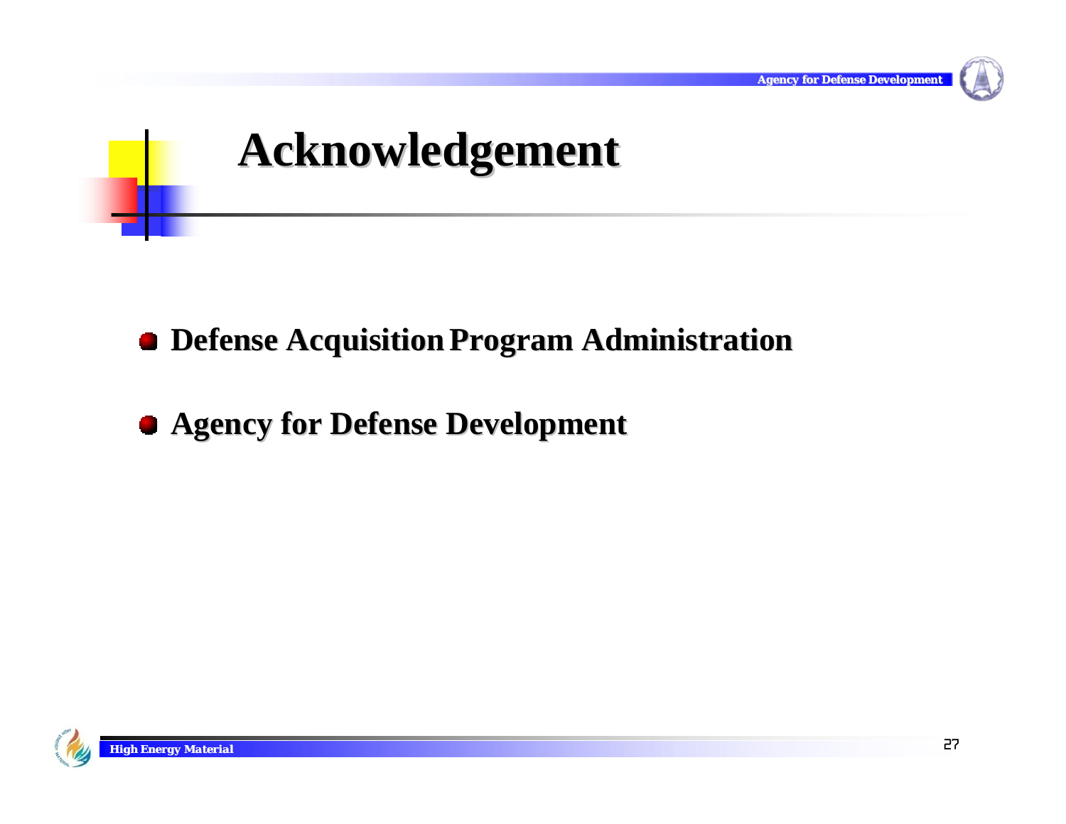# Acknowledgement

- **Defense Acquisition Program Administration**
- **Agency for Defense Development**